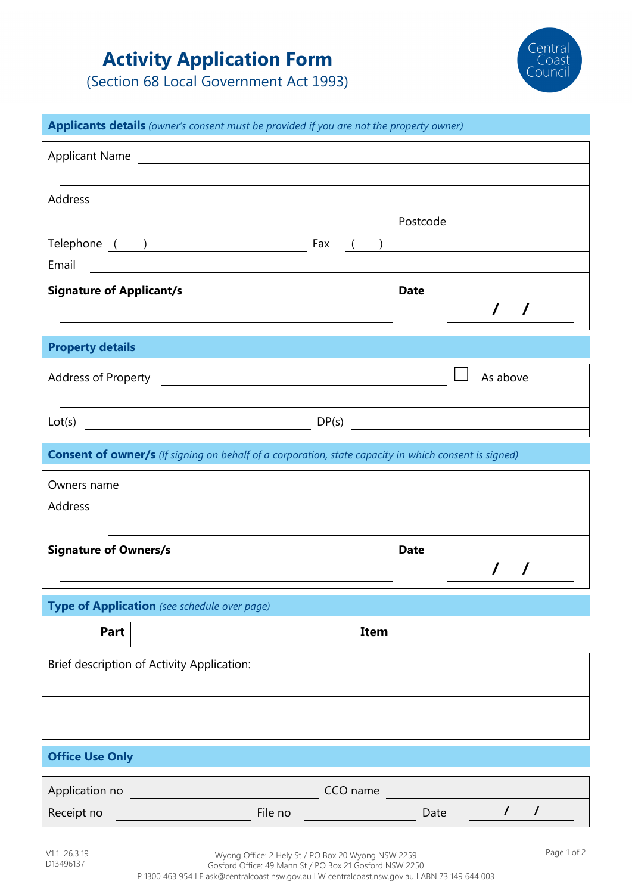# Activity Application Form

(Section 68 Local Government Act 1993)

Central Coast Council

## Applicants details *(owner's consent must be provided if you are not the property owner)*

Applicant Name ______________________________

______________________________

Address ______________________________

______________________________ Postcode ________

Telephone ( ) ______________ Fax ( ) ______________

Email ______________________________

**Signature of Applicant/s** ______________________________ **Date** / /

## Property details

Address of Property ______________________________ ☐ As above

______________________________

Lot(s) ______________ DP(s) ______________

## Consent of owner/s *(If signing on behalf of a corporation, state capacity in which consent is signed)*

Owners name ______________________________

Address ______________________________

______________________________

**Signature of Owners/s** ______________________________ **Date** / /

## Type of Application *(see schedule over page)*

| **Part** | | **Item** | |
|---|---|---|---|

Brief description of Activity Application:

______________________________

______________________________

______________________________

## Office Use Only

Application no ______________ CCO name ______________

Receipt no ______________ File no ______________ Date / /

V1.1 26.3.19
D13496137

Wyong Office: 2 Hely St / PO Box 20 Wyong NSW 2259
Gosford Office: 49 Mann St / PO Box 21 Gosford NSW 2250
P 1300 463 954 I E ask@centralcoast.nsw.gov.au I W centralcoast.nsw.gov.au I ABN 73 149 644 003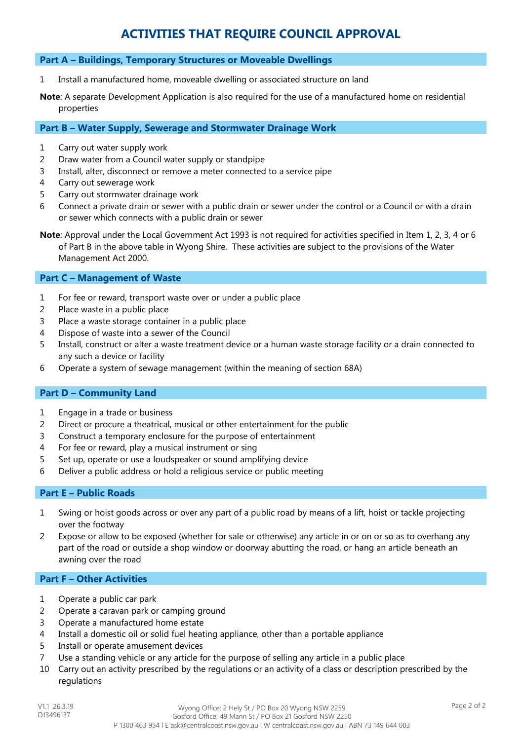# ACTIVITIES THAT REQUIRE COUNCIL APPROVAL

## Part A – Buildings, Temporary Structures or Moveable Dwellings

1 Install a manufactured home, moveable dwelling or associated structure on land

**Note**: A separate Development Application is also required for the use of a manufactured home on residential properties

## Part B – Water Supply, Sewerage and Stormwater Drainage Work

1 Carry out water supply work
2 Draw water from a Council water supply or standpipe
3 Install, alter, disconnect or remove a meter connected to a service pipe
4 Carry out sewerage work
5 Carry out stormwater drainage work
6 Connect a private drain or sewer with a public drain or sewer under the control or a Council or with a drain or sewer which connects with a public drain or sewer

**Note**: Approval under the Local Government Act 1993 is not required for activities specified in Item 1, 2, 3, 4 or 6 of Part B in the above table in Wyong Shire. These activities are subject to the provisions of the Water Management Act 2000.

## Part C – Management of Waste

1 For fee or reward, transport waste over or under a public place
2 Place waste in a public place
3 Place a waste storage container in a public place
4 Dispose of waste into a sewer of the Council
5 Install, construct or alter a waste treatment device or a human waste storage facility or a drain connected to any such a device or facility
6 Operate a system of sewage management (within the meaning of section 68A)

## Part D – Community Land

1 Engage in a trade or business
2 Direct or procure a theatrical, musical or other entertainment for the public
3 Construct a temporary enclosure for the purpose of entertainment
4 For fee or reward, play a musical instrument or sing
5 Set up, operate or use a loudspeaker or sound amplifying device
6 Deliver a public address or hold a religious service or public meeting

## Part E – Public Roads

1 Swing or hoist goods across or over any part of a public road by means of a lift, hoist or tackle projecting over the footway
2 Expose or allow to be exposed (whether for sale or otherwise) any article in or on or so as to overhang any part of the road or outside a shop window or doorway abutting the road, or hang an article beneath an awning over the road

## Part F – Other Activities

1 Operate a public car park
2 Operate a caravan park or camping ground
3 Operate a manufactured home estate
4 Install a domestic oil or solid fuel heating appliance, other than a portable appliance
5 Install or operate amusement devices
7 Use a standing vehicle or any article for the purpose of selling any article in a public place
10 Carry out an activity prescribed by the regulations or an activity of a class or description prescribed by the regulations

V1.1 26.3.19
D13496137

Wyong Office: 2 Hely St / PO Box 20 Wyong NSW 2259
Gosford Office: 49 Mann St / PO Box 21 Gosford NSW 2250
P 1300 463 954 I E ask@centralcoast.nsw.gov.au I W centralcoast.nsw.gov.au I ABN 73 149 644 003